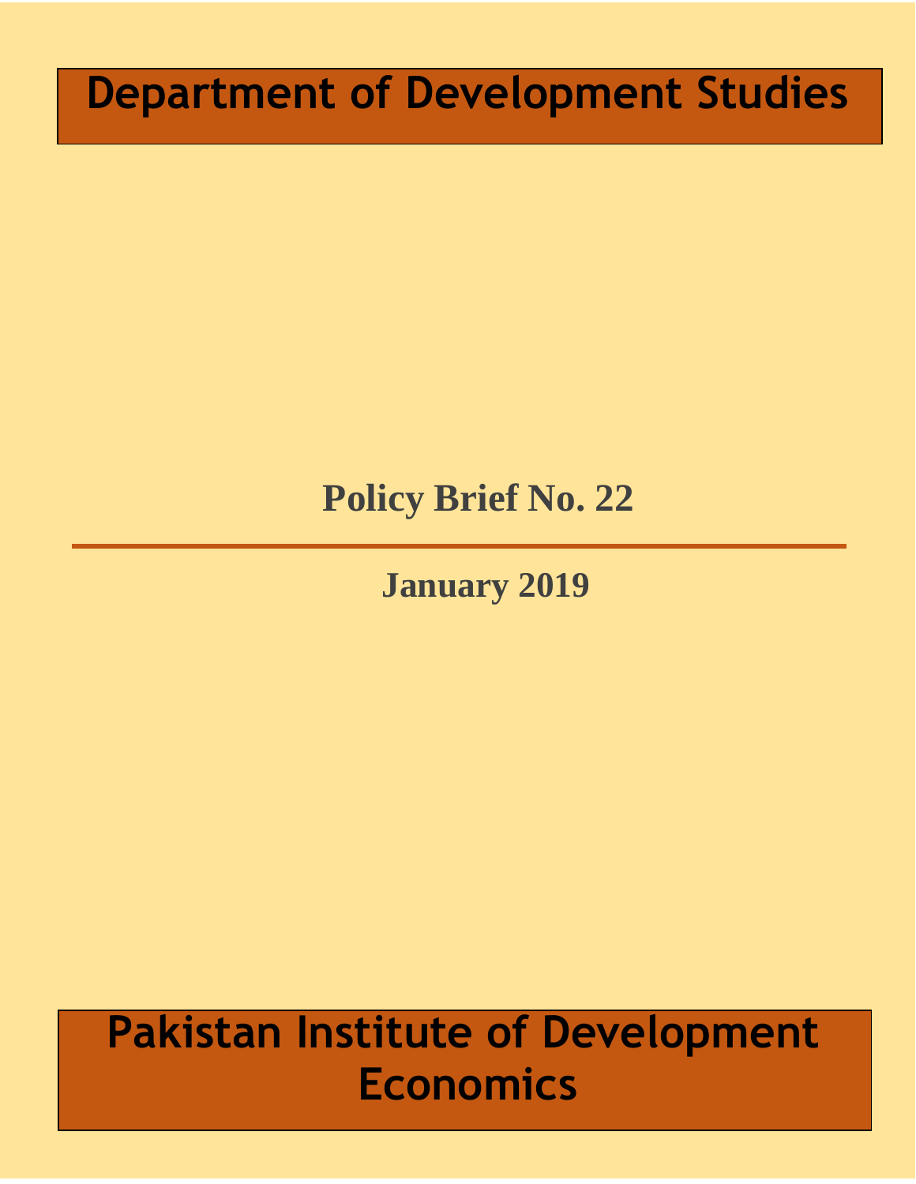# Department of Development Studies

## Policy Brief No. 22

**January 2019**

# Pakistan Institute of Development Economics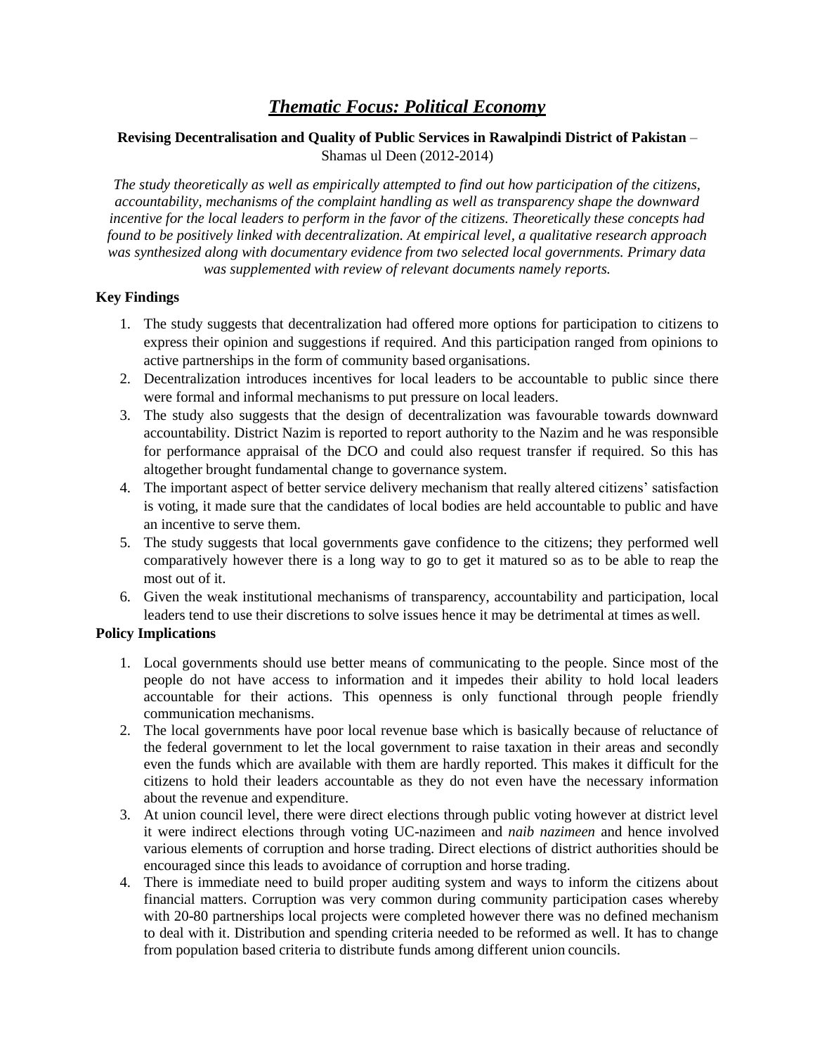# *Thematic Focus: Political Economy*

**Revising Decentralisation and Quality of Public Services in Rawalpindi District of Pakistan** – Shamas ul Deen (2012-2014)

*The study theoretically as well as empirically attempted to find out how participation of the citizens, accountability, mechanisms of the complaint handling as well as transparency shape the downward incentive for the local leaders to perform in the favor of the citizens. Theoretically these concepts had found to be positively linked with decentralization. At empirical level, a qualitative research approach was synthesized along with documentary evidence from two selected local governments. Primary data was supplemented with review of relevant documents namely reports.*

**Key Findings**

1. The study suggests that decentralization had offered more options for participation to citizens to express their opinion and suggestions if required. And this participation ranged from opinions to active partnerships in the form of community based organisations.
2. Decentralization introduces incentives for local leaders to be accountable to public since there were formal and informal mechanisms to put pressure on local leaders.
3. The study also suggests that the design of decentralization was favourable towards downward accountability. District Nazim is reported to report authority to the Nazim and he was responsible for performance appraisal of the DCO and could also request transfer if required. So this has altogether brought fundamental change to governance system.
4. The important aspect of better service delivery mechanism that really altered citizens' satisfaction is voting, it made sure that the candidates of local bodies are held accountable to public and have an incentive to serve them.
5. The study suggests that local governments gave confidence to the citizens; they performed well comparatively however there is a long way to go to get it matured so as to be able to reap the most out of it.
6. Given the weak institutional mechanisms of transparency, accountability and participation, local leaders tend to use their discretions to solve issues hence it may be detrimental at times as well.

**Policy Implications**

1. Local governments should use better means of communicating to the people. Since most of the people do not have access to information and it impedes their ability to hold local leaders accountable for their actions. This openness is only functional through people friendly communication mechanisms.
2. The local governments have poor local revenue base which is basically because of reluctance of the federal government to let the local government to raise taxation in their areas and secondly even the funds which are available with them are hardly reported. This makes it difficult for the citizens to hold their leaders accountable as they do not even have the necessary information about the revenue and expenditure.
3. At union council level, there were direct elections through public voting however at district level it were indirect elections through voting UC-nazimeen and *naib nazimeen* and hence involved various elements of corruption and horse trading. Direct elections of district authorities should be encouraged since this leads to avoidance of corruption and horse trading.
4. There is immediate need to build proper auditing system and ways to inform the citizens about financial matters. Corruption was very common during community participation cases whereby with 20-80 partnerships local projects were completed however there was no defined mechanism to deal with it. Distribution and spending criteria needed to be reformed as well. It has to change from population based criteria to distribute funds among different union councils.